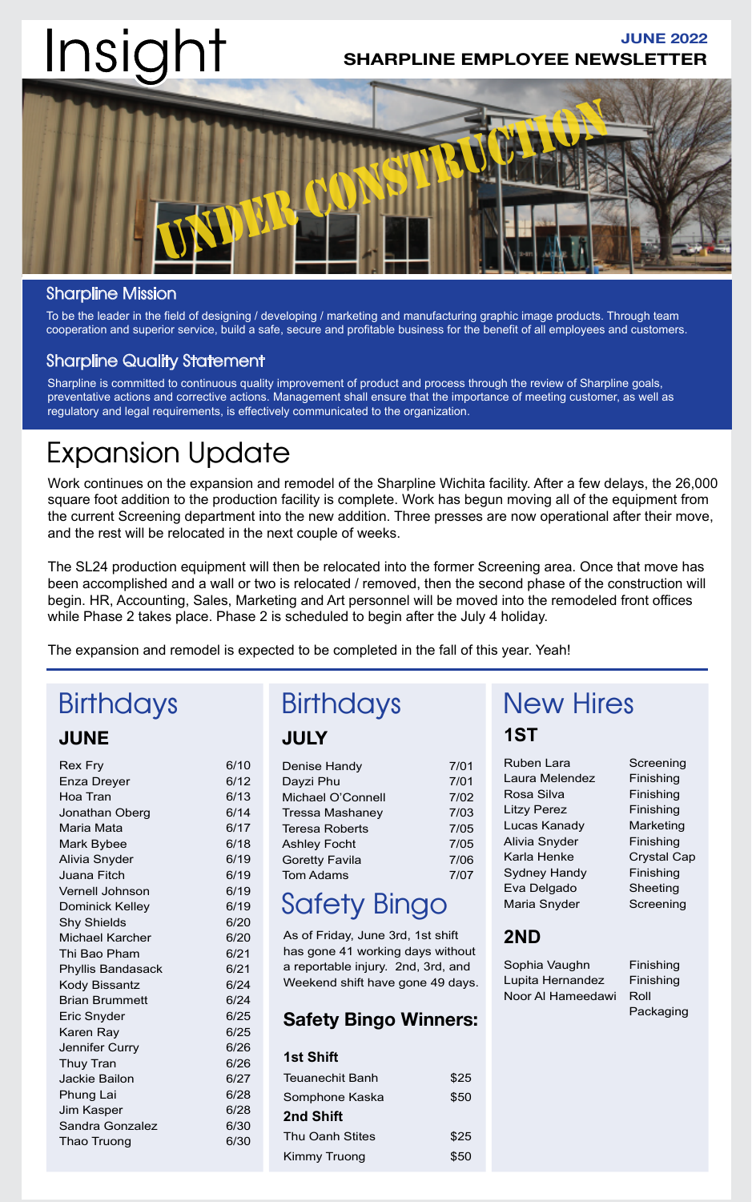# Insight

**JUNE 2022**
**SHARPLINE EMPLOYEE NEWSLETTER**

UNDER CONSTRUCTION

## Sharpline Mission

To be the leader in the field of designing / developing / marketing and manufacturing graphic image products. Through team cooperation and superior service, build a safe, secure and profitable business for the benefit of all employees and customers.

## Sharpline Quality Statement

Sharpline is committed to continuous quality improvement of product and process through the review of Sharpline goals, preventative actions and corrective actions. Management shall ensure that the importance of meeting customer, as well as regulatory and legal requirements, is effectively communicated to the organization.

# Expansion Update

Work continues on the expansion and remodel of the Sharpline Wichita facility. After a few delays, the 26,000 square foot addition to the production facility is complete. Work has begun moving all of the equipment from the current Screening department into the new addition. Three presses are now operational after their move, and the rest will be relocated in the next couple of weeks.

The SL24 production equipment will then be relocated into the former Screening area. Once that move has been accomplished and a wall or two is relocated / removed, then the second phase of the construction will begin. HR, Accounting, Sales, Marketing and Art personnel will be moved into the remodeled front offices while Phase 2 takes place. Phase 2 is scheduled to begin after the July 4 holiday.

The expansion and remodel is expected to be completed in the fall of this year. Yeah!

# Birthdays

### JUNE

| Name | Date |
|---|---|
| Rex Fry | 6/10 |
| Enza Dreyer | 6/12 |
| Hoa Tran | 6/13 |
| Jonathan Oberg | 6/14 |
| Maria Mata | 6/17 |
| Mark Bybee | 6/18 |
| Alivia Snyder | 6/19 |
| Juana Fitch | 6/19 |
| Vernell Johnson | 6/19 |
| Dominick Kelley | 6/19 |
| Shy Shields | 6/20 |
| Michael Karcher | 6/20 |
| Thi Bao Pham | 6/21 |
| Phyllis Bandasack | 6/21 |
| Kody Bissantz | 6/24 |
| Brian Brummett | 6/24 |
| Eric Snyder | 6/25 |
| Karen Ray | 6/25 |
| Jennifer Curry | 6/26 |
| Thuy Tran | 6/26 |
| Jackie Bailon | 6/27 |
| Phung Lai | 6/28 |
| Jim Kasper | 6/28 |
| Sandra Gonzalez | 6/30 |
| Thao Truong | 6/30 |

# Birthdays

### JULY

| Name | Date |
|---|---|
| Denise Handy | 7/01 |
| Dayzi Phu | 7/01 |
| Michael O'Connell | 7/02 |
| Tressa Mashaney | 7/03 |
| Teresa Roberts | 7/05 |
| Ashley Focht | 7/05 |
| Goretty Favila | 7/06 |
| Tom Adams | 7/07 |

# Safety Bingo

As of Friday, June 3rd, 1st shift has gone 41 working days without a reportable injury. 2nd, 3rd, and Weekend shift have gone 49 days.

### Safety Bingo Winners:

**1st Shift**

| Name | Amount |
|---|---|
| Teuanechit Banh | $25 |
| Somphone Kaska | $50 |

**2nd Shift**

| Name | Amount |
|---|---|
| Thu Oanh Stites | $25 |
| Kimmy Truong | $50 |

# New Hires

### 1ST

| Name | Department |
|---|---|
| Ruben Lara | Screening |
| Laura Melendez | Finishing |
| Rosa Silva | Finishing |
| Litzy Perez | Finishing |
| Lucas Kanady | Marketing |
| Alivia Snyder | Finishing |
| Karla Henke | Crystal Cap |
| Sydney Handy | Finishing |
| Eva Delgado | Sheeting |
| Maria Snyder | Screening |

### 2ND

| Name | Department |
|---|---|
| Sophia Vaughn | Finishing |
| Lupita Hernandez | Finishing |
| Noor Al Hameedawi | Roll Packaging |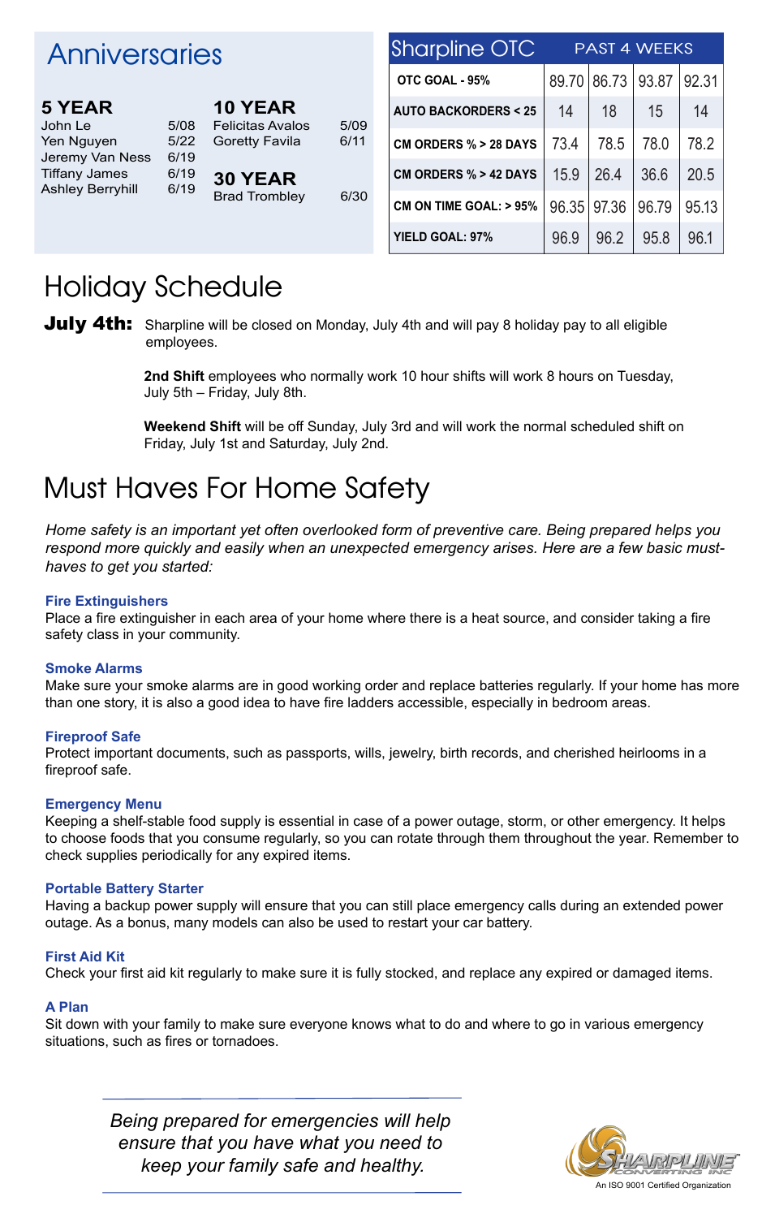## Anniversaries

### 5 YEAR

| | |
|---|---|
| John Le | 5/08 |
| Yen Nguyen | 5/22 |
| Jeremy Van Ness | 6/19 |
| Tiffany James | 6/19 |
| Ashley Berryhill | 6/19 |

### 10 YEAR

| | |
|---|---|
| Felicitas Avalos | 5/09 |
| Goretty Favila | 6/11 |

### 30 YEAR

| | |
|---|---|
| Brad Trombley | 6/30 |

## Sharpline OTC — PAST 4 WEEKS

| | | | | |
|---|---|---|---|---|
| OTC GOAL - 95% | 89.70 | 86.73 | 93.87 | 92.31 |
| AUTO BACKORDERS < 25 | 14 | 18 | 15 | 14 |
| CM ORDERS % > 28 DAYS | 73.4 | 78.5 | 78.0 | 78.2 |
| CM ORDERS % > 42 DAYS | 15.9 | 26.4 | 36.6 | 20.5 |
| CM ON TIME GOAL: > 95% | 96.35 | 97.36 | 96.79 | 95.13 |
| YIELD GOAL: 97% | 96.9 | 96.2 | 95.8 | 96.1 |

# Holiday Schedule

**July 4th:** Sharpline will be closed on Monday, July 4th and will pay 8 holiday pay to all eligible employees.

**2nd Shift** employees who normally work 10 hour shifts will work 8 hours on Tuesday, July 5th – Friday, July 8th.

**Weekend Shift** will be off Sunday, July 3rd and will work the normal scheduled shift on Friday, July 1st and Saturday, July 2nd.

# Must Haves For Home Safety

*Home safety is an important yet often overlooked form of preventive care. Being prepared helps you respond more quickly and easily when an unexpected emergency arises. Here are a few basic must-haves to get you started:*

**Fire Extinguishers**
Place a fire extinguisher in each area of your home where there is a heat source, and consider taking a fire safety class in your community.

**Smoke Alarms**
Make sure your smoke alarms are in good working order and replace batteries regularly. If your home has more than one story, it is also a good idea to have fire ladders accessible, especially in bedroom areas.

**Fireproof Safe**
Protect important documents, such as passports, wills, jewelry, birth records, and cherished heirlooms in a fireproof safe.

**Emergency Menu**
Keeping a shelf-stable food supply is essential in case of a power outage, storm, or other emergency. It helps to choose foods that you consume regularly, so you can rotate through them throughout the year. Remember to check supplies periodically for any expired items.

**Portable Battery Starter**
Having a backup power supply will ensure that you can still place emergency calls during an extended power outage. As a bonus, many models can also be used to restart your car battery.

**First Aid Kit**
Check your first aid kit regularly to make sure it is fully stocked, and replace any expired or damaged items.

**A Plan**
Sit down with your family to make sure everyone knows what to do and where to go in various emergency situations, such as fires or tornadoes.

*Being prepared for emergencies will help ensure that you have what you need to keep your family safe and healthy.*

SHARPLINE CONVERTING INC
An ISO 9001 Certified Organization